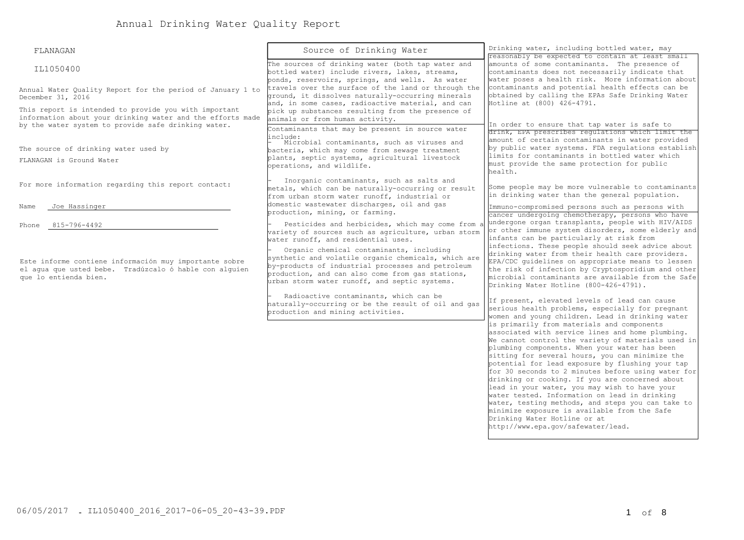# Annual Drinking Water Quality Report

FLANAGAN

IL1050400

Annual Water Quality Report for the period of January 1 to December 31, 2016

This report is intended to provide you with important information about your drinking water and the efforts made by the water system to provide safe drinking water.

The source of drinking water used by FLANAGAN is Ground Water

For more information regarding this report contact:

Name Joe Hassinger

Phone 815-796-4492

Este informe contiene información muy importante sobre el agua que usted bebe. Tradúzcalo ó hable con alguien que lo entienda bien.

## Source of Drinking Water

The sources of drinking water (both tap water and bottled water) include rivers, lakes, streams, ponds, reservoirs, springs, and wells. As water travels over the surface of the land or through the ground, it dissolves naturally-occurring minerals and, in some cases, radioactive material, and can pick up substances resulting from the presence of animals or from human activity.

Contaminants that may be present in source water include:

- Microbial contaminants, such as viruses and bacteria, which may come from sewage treatment plants, septic systems, agricultural livestock operations, and wildlife.
- Inorganic contaminants, such as salts and metals, which can be naturally-occurring or result from urban storm water runoff, industrial or domestic wastewater discharges, oil and gas production, mining, or farming.
- Pesticides and herbicides, which may come from a variety of sources such as agriculture, urban storm water runoff, and residential uses.
- Organic chemical contaminants, including synthetic and volatile organic chemicals, which are by-products of industrial processes and petroleum production, and can also come from gas stations, urban storm water runoff, and septic systems.
- Radioactive contaminants, which can be naturally-occurring or be the result of oil and gas production and mining activities.

Drinking water, including bottled water, may reasonably be expected to contain at least small amounts of some contaminants. The presence of contaminants does not necessarily indicate that water poses a health risk. More information about contaminants and potential health effects can be obtained by calling the EPAs Safe Drinking Water Hotline at (800) 426-4791.

In order to ensure that tap water is safe to drink, EPA prescribes regulations which limit the amount of certain contaminants in water provided by public water systems. FDA regulations establish limits for contaminants in bottled water which must provide the same protection for public health.

Some people may be more vulnerable to contaminants in drinking water than the general population.

Immuno-compromised persons such as persons with cancer undergoing chemotherapy, persons who have undergone organ transplants, people with HIV/AIDS or other immune system disorders, some elderly and infants can be particularly at risk from infections. These people should seek advice about drinking water from their health care providers. EPA/CDC guidelines on appropriate means to lessen the risk of infection by Cryptosporidium and other microbial contaminants are available from the Safe Drinking Water Hotline (800-426-4791).

If present, elevated levels of lead can cause serious health problems, especially for pregnant women and young children. Lead in drinking water is primarily from materials and components associated with service lines and home plumbing. We cannot control the variety of materials used in plumbing components. When your water has been sitting for several hours, you can minimize the potential for lead exposure by flushing your tap for 30 seconds to 2 minutes before using water for drinking or cooking. If you are concerned about lead in your water, you may wish to have your water tested. Information on lead in drinking water, testing methods, and steps you can take to minimize exposure is available from the Safe Drinking Water Hotline or at http://www.epa.gov/safewater/lead.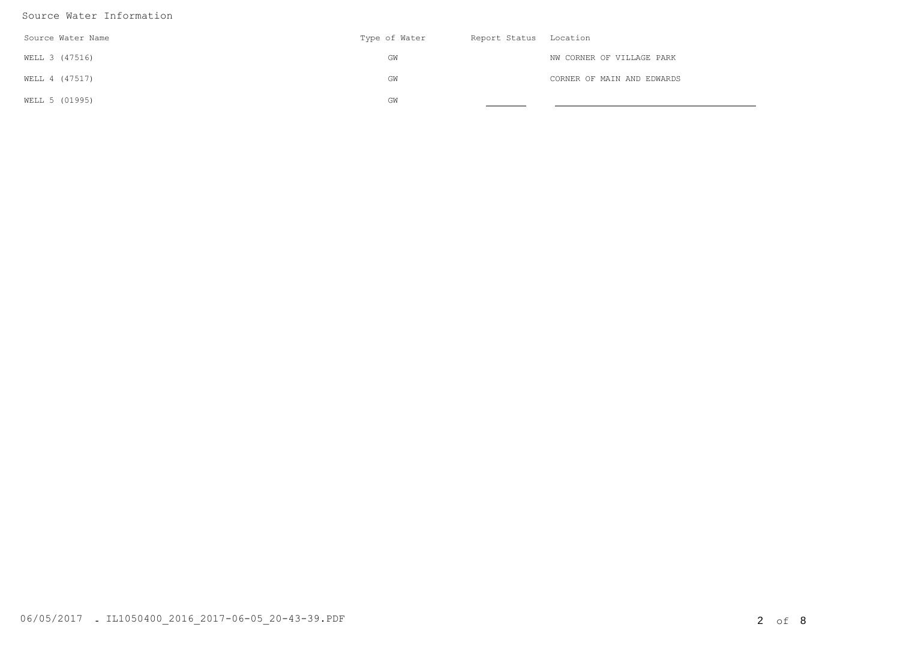## Source Water Information

| Source Water Name | Type of Water | Report Status | Location |
|---|---|---|---|
| WELL 3 (47516) | GW | | NW CORNER OF VILLAGE PARK |
| WELL 4 (47517) | GW | | CORNER OF MAIN AND EDWARDS |
| WELL 5 (01995) | GW | | |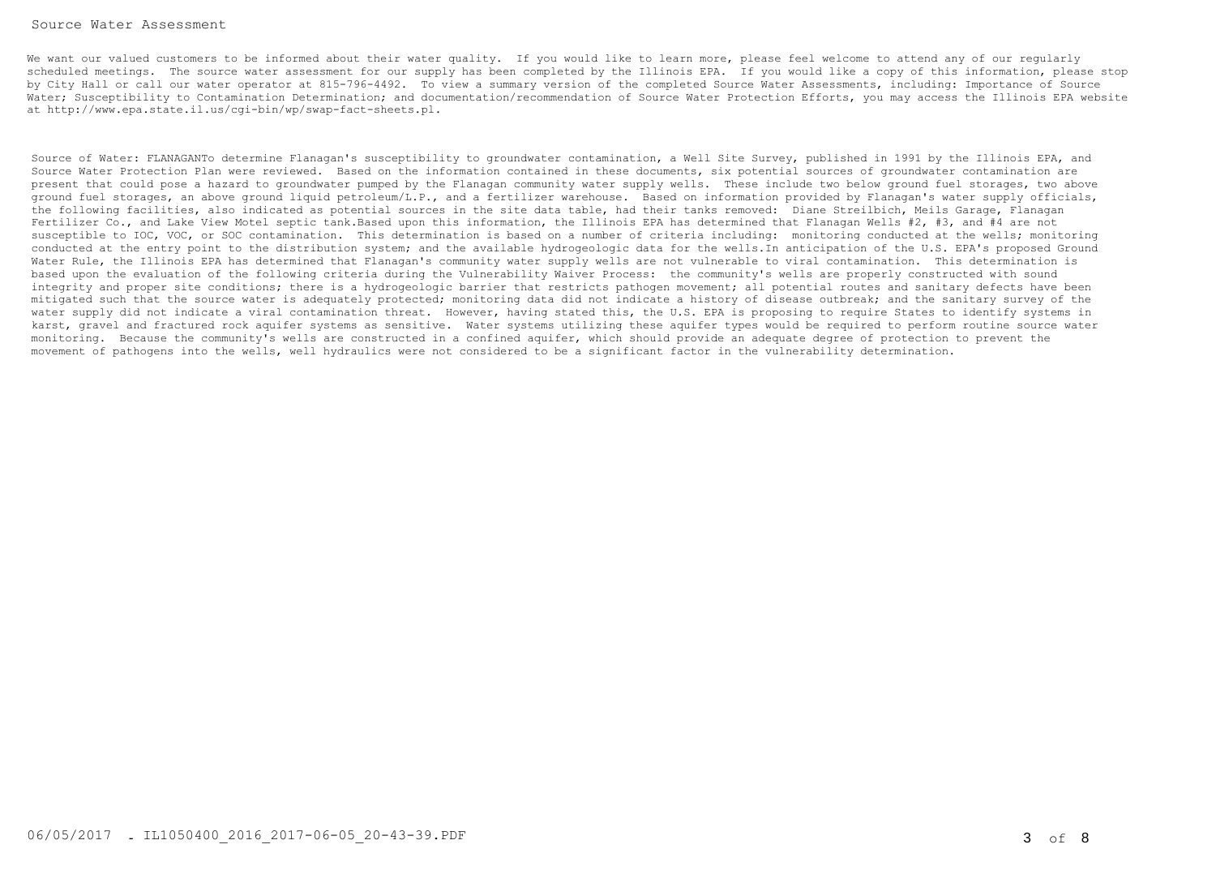## Source Water Assessment

We want our valued customers to be informed about their water quality. If you would like to learn more, please feel welcome to attend any of our regularly scheduled meetings. The source water assessment for our supply has been completed by the Illinois EPA. If you would like a copy of this information, please stop by City Hall or call our water operator at 815-796-4492. To view a summary version of the completed Source Water Assessments, including: Importance of Source Water; Susceptibility to Contamination Determination; and documentation/recommendation of Source Water Protection Efforts, you may access the Illinois EPA website at http://www.epa.state.il.us/cgi-bin/wp/swap-fact-sheets.pl.

Source of Water: FLANAGANTo determine Flanagan's susceptibility to groundwater contamination, a Well Site Survey, published in 1991 by the Illinois EPA, and Source Water Protection Plan were reviewed. Based on the information contained in these documents, six potential sources of groundwater contamination are present that could pose a hazard to groundwater pumped by the Flanagan community water supply wells. These include two below ground fuel storages, two above ground fuel storages, an above ground liquid petroleum/L.P., and a fertilizer warehouse. Based on information provided by Flanagan's water supply officials, the following facilities, also indicated as potential sources in the site data table, had their tanks removed: Diane Streilbich, Meils Garage, Flanagan Fertilizer Co., and Lake View Motel septic tank.Based upon this information, the Illinois EPA has determined that Flanagan Wells #2, #3, and #4 are not susceptible to IOC, VOC, or SOC contamination. This determination is based on a number of criteria including: monitoring conducted at the wells; monitoring conducted at the entry point to the distribution system; and the available hydrogeologic data for the wells.In anticipation of the U.S. EPA's proposed Ground Water Rule, the Illinois EPA has determined that Flanagan's community water supply wells are not vulnerable to viral contamination. This determination is based upon the evaluation of the following criteria during the Vulnerability Waiver Process: the community's wells are properly constructed with sound integrity and proper site conditions; there is a hydrogeologic barrier that restricts pathogen movement; all potential routes and sanitary defects have been mitigated such that the source water is adequately protected; monitoring data did not indicate a history of disease outbreak; and the sanitary survey of the water supply did not indicate a viral contamination threat. However, having stated this, the U.S. EPA is proposing to require States to identify systems in karst, gravel and fractured rock aquifer systems as sensitive. Water systems utilizing these aquifer types would be required to perform routine source water monitoring. Because the community's wells are constructed in a confined aquifer, which should provide an adequate degree of protection to prevent the movement of pathogens into the wells, well hydraulics were not considered to be a significant factor in the vulnerability determination.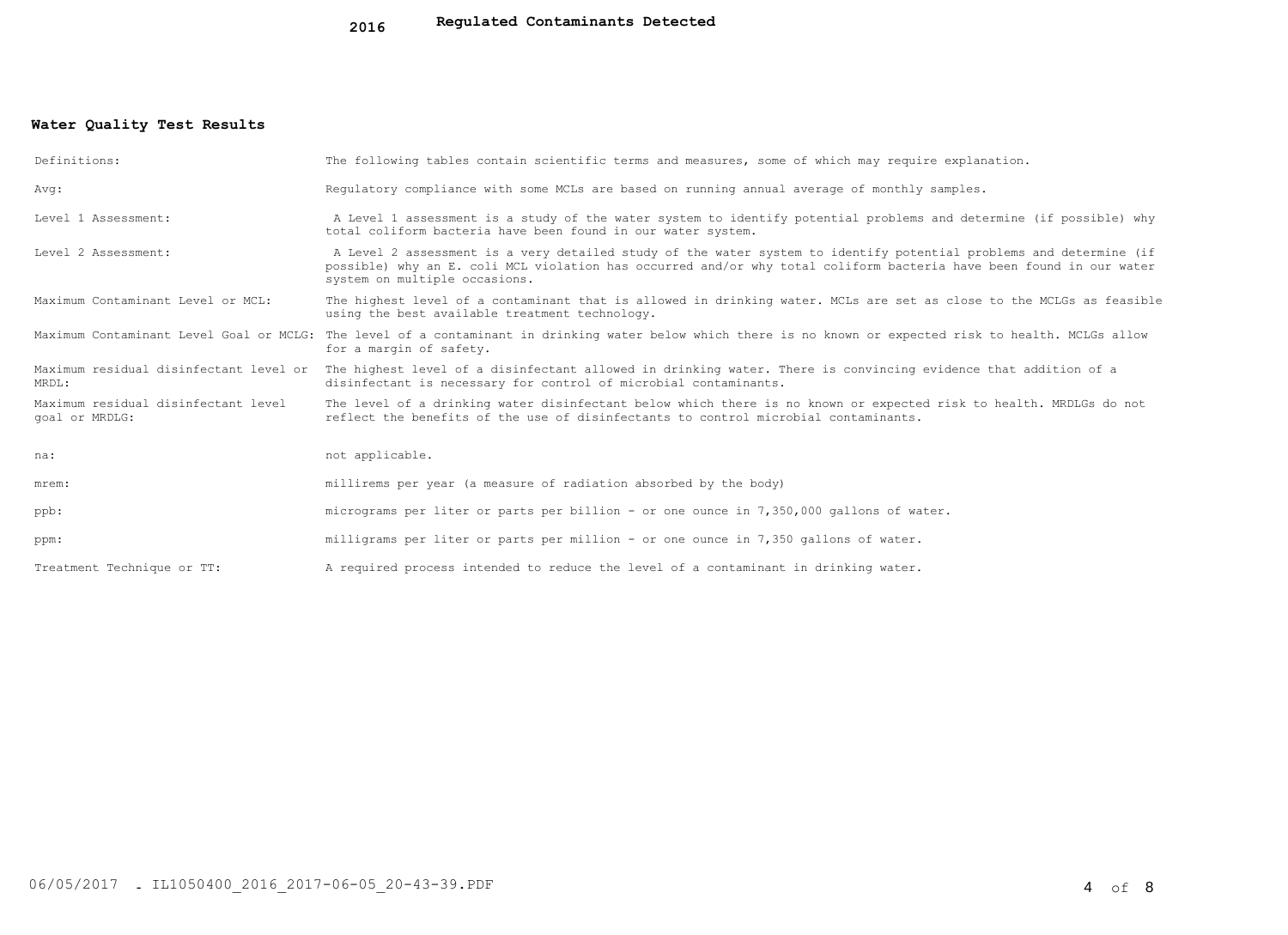## 2016 Regulated Contaminants Detected

### Water Quality Test Results

| | |
|---|---|
| Definitions: | The following tables contain scientific terms and measures, some of which may require explanation. |
| Avg: | Regulatory compliance with some MCLs are based on running annual average of monthly samples. |
| Level 1 Assessment: | A Level 1 assessment is a study of the water system to identify potential problems and determine (if possible) why total coliform bacteria have been found in our water system. |
| Level 2 Assessment: | A Level 2 assessment is a very detailed study of the water system to identify potential problems and determine (if possible) why an E. coli MCL violation has occurred and/or why total coliform bacteria have been found in our water system on multiple occasions. |
| Maximum Contaminant Level or MCL: | The highest level of a contaminant that is allowed in drinking water. MCLs are set as close to the MCLGs as feasible using the best available treatment technology. |
| Maximum Contaminant Level Goal or MCLG: | The level of a contaminant in drinking water below which there is no known or expected risk to health. MCLGs allow for a margin of safety. |
| Maximum residual disinfectant level or MRDL: | The highest level of a disinfectant allowed in drinking water. There is convincing evidence that addition of a disinfectant is necessary for control of microbial contaminants. |
| Maximum residual disinfectant level goal or MRDLG: | The level of a drinking water disinfectant below which there is no known or expected risk to health. MRDLGs do not reflect the benefits of the use of disinfectants to control microbial contaminants. |
| na: | not applicable. |
| mrem: | millirems per year (a measure of radiation absorbed by the body) |
| ppb: | micrograms per liter or parts per billion - or one ounce in 7,350,000 gallons of water. |
| ppm: | milligrams per liter or parts per million - or one ounce in 7,350 gallons of water. |
| Treatment Technique or TT: | A required process intended to reduce the level of a contaminant in drinking water. |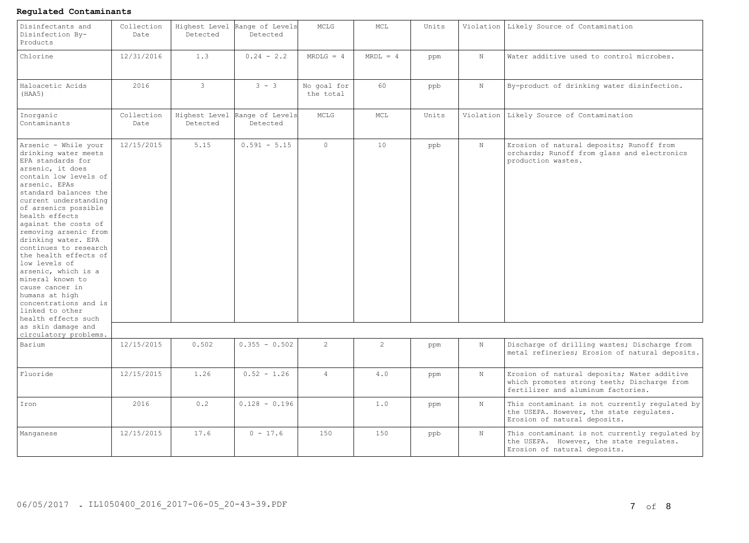**Regulated Contaminants**

| Disinfectants and Disinfection By-Products | Collection Date | Highest Level Detected | Range of Levels Detected | MCLG | MCL | Units | Violation | Likely Source of Contamination |
|---|---|---|---|---|---|---|---|---|
| Chlorine | 12/31/2016 | 1.3 | 0.24 - 2.2 | MRDLG = 4 | MRDL = 4 | ppm | N | Water additive used to control microbes. |
| Haloacetic Acids (HAA5) | 2016 | 3 | 3 - 3 | No goal for the total | 60 | ppb | N | By-product of drinking water disinfection. |
| **Inorganic Contaminants** | **Collection Date** | **Highest Level Detected** | **Range of Levels Detected** | **MCLG** | **MCL** | **Units** | **Violation** | **Likely Source of Contamination** |
| Arsenic - While your drinking water meets EPA standards for arsenic, it does contain low levels of arsenic. EPAs standard balances the current understanding of arsenics possible health effects against the costs of removing arsenic from drinking water. EPA continues to research the health effects of low levels of arsenic, which is a mineral known to cause cancer in humans at high concentrations and is linked to other health effects such as skin damage and circulatory problems. | 12/15/2015 | 5.15 | 0.591 - 5.15 | 0 | 10 | ppb | N | Erosion of natural deposits; Runoff from orchards; Runoff from glass and electronics production wastes. |
| Barium | 12/15/2015 | 0.502 | 0.355 - 0.502 | 2 | 2 | ppm | N | Discharge of drilling wastes; Discharge from metal refineries; Erosion of natural deposits. |
| Fluoride | 12/15/2015 | 1.26 | 0.52 - 1.26 | 4 | 4.0 | ppm | N | Erosion of natural deposits; Water additive which promotes strong teeth; Discharge from fertilizer and aluminum factories. |
| Iron | 2016 | 0.2 | 0.128 - 0.196 | | 1.0 | ppm | N | This contaminant is not currently regulated by the USEPA. However, the state regulates. Erosion of natural deposits. |
| Manganese | 12/15/2015 | 17.6 | 0 - 17.6 | 150 | 150 | ppb | N | This contaminant is not currently regulated by the USEPA. However, the state regulates. Erosion of natural deposits. |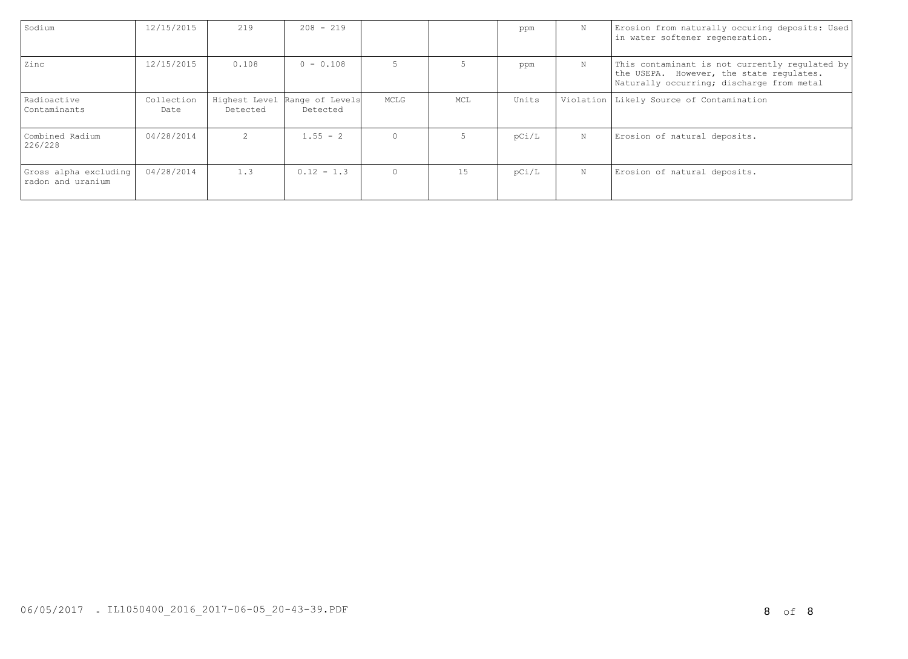| | | | | | | | | |
|---|---|---|---|---|---|---|---|---|
| Sodium | 12/15/2015 | 219 | 208 - 219 | | | ppm | N | Erosion from naturally occuring deposits: Used in water softener regeneration. |
| Zinc | 12/15/2015 | 0.108 | 0 - 0.108 | 5 | 5 | ppm | N | This contaminant is not currently regulated by the USEPA. However, the state regulates. Naturally occurring; discharge from metal |
| Radioactive Contaminants | Collection Date | Highest Level Detected | Range of Levels Detected | MCLG | MCL | Units | Violation | Likely Source of Contamination |
| Combined Radium 226/228 | 04/28/2014 | 2 | 1.55 - 2 | 0 | 5 | pCi/L | N | Erosion of natural deposits. |
| Gross alpha excluding radon and uranium | 04/28/2014 | 1.3 | 0.12 - 1.3 | 0 | 15 | pCi/L | N | Erosion of natural deposits. |

06/05/2017 - IL1050400_2016_2017-06-05_20-43-39.PDF